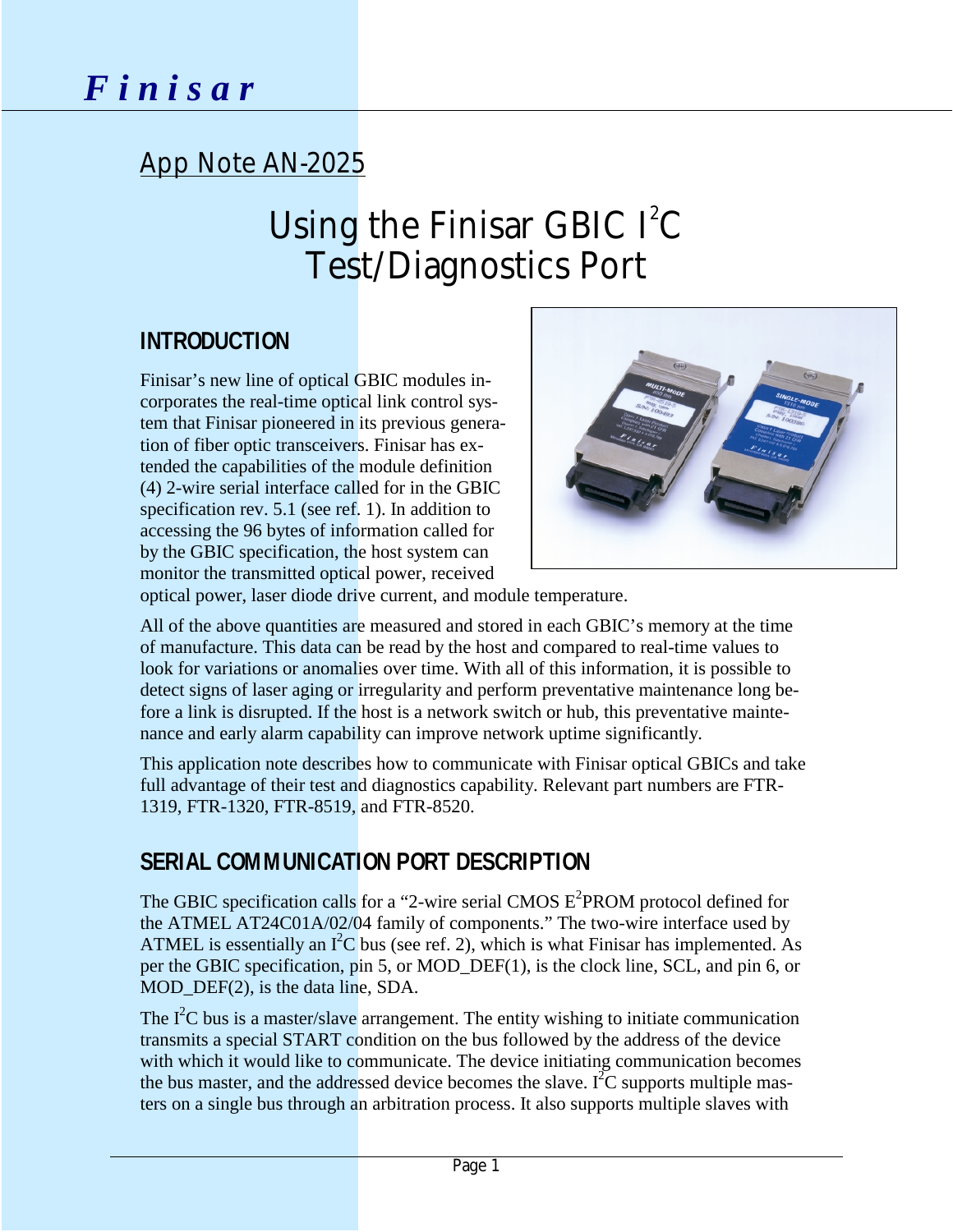Finisar

App Note AN-2025

# Using the Finisar GBIC $I^2C$ Test/Diagnostics Port

## INTRODUCTION

Finisar's new line of optical GBIC modules incorporates the real-time optical link control system that Finisar pioneered in its previous generation of fiber optic transceivers. Finisar has extended the capabilities of the module definition (4) 2-wire serial interface called for in the GBIC specification rev. 5.1 (see ref. 1). In addition to accessing the 96 bytes of information called for by the GBIC specification, the host system can monitor the transmitted optical power, received optical power, laser diode drive current, and module temperature.

All of the above quantities are measured and stored in each GBIC's memory at the time of manufacture. This data can be read by the host and compared to real-time values to look for variations or anomalies over time. With all of this information, it is possible to detect signs of laser aging or irregularity and perform preventative maintenance long before a link is disrupted. If the host is a network switch or hub, this preventative maintenance and early alarm capability can improve network uptime significantly.

This application note describes how to communicate with Finisar optical GBICs and take full advantage of their test and diagnostics capability. Relevant part numbers are FTR-1319, FTR-1320, FTR-8519, and FTR-8520.

## SERIAL COMMUNICATION PORT DESCRIPTION

The GBIC specification calls for a "2-wire serial CMOS $E^2$PROM protocol defined for the ATMEL AT24C01A/02/04 family of components." The two-wire interface used by ATMEL is essentially an $I^2C$ bus (see ref. 2), which is what Finisar has implemented. As per the GBIC specification, pin 5, or MOD_DEF(1), is the clock line, SCL, and pin 6, or MOD_DEF(2), is the data line, SDA.

The $I^2C$ bus is a master/slave arrangement. The entity wishing to initiate communication transmits a special START condition on the bus followed by the address of the device with which it would like to communicate. The device initiating communication becomes the bus master, and the addressed device becomes the slave. $I^2C$ supports multiple masters on a single bus through an arbitration process. It also supports multiple slaves with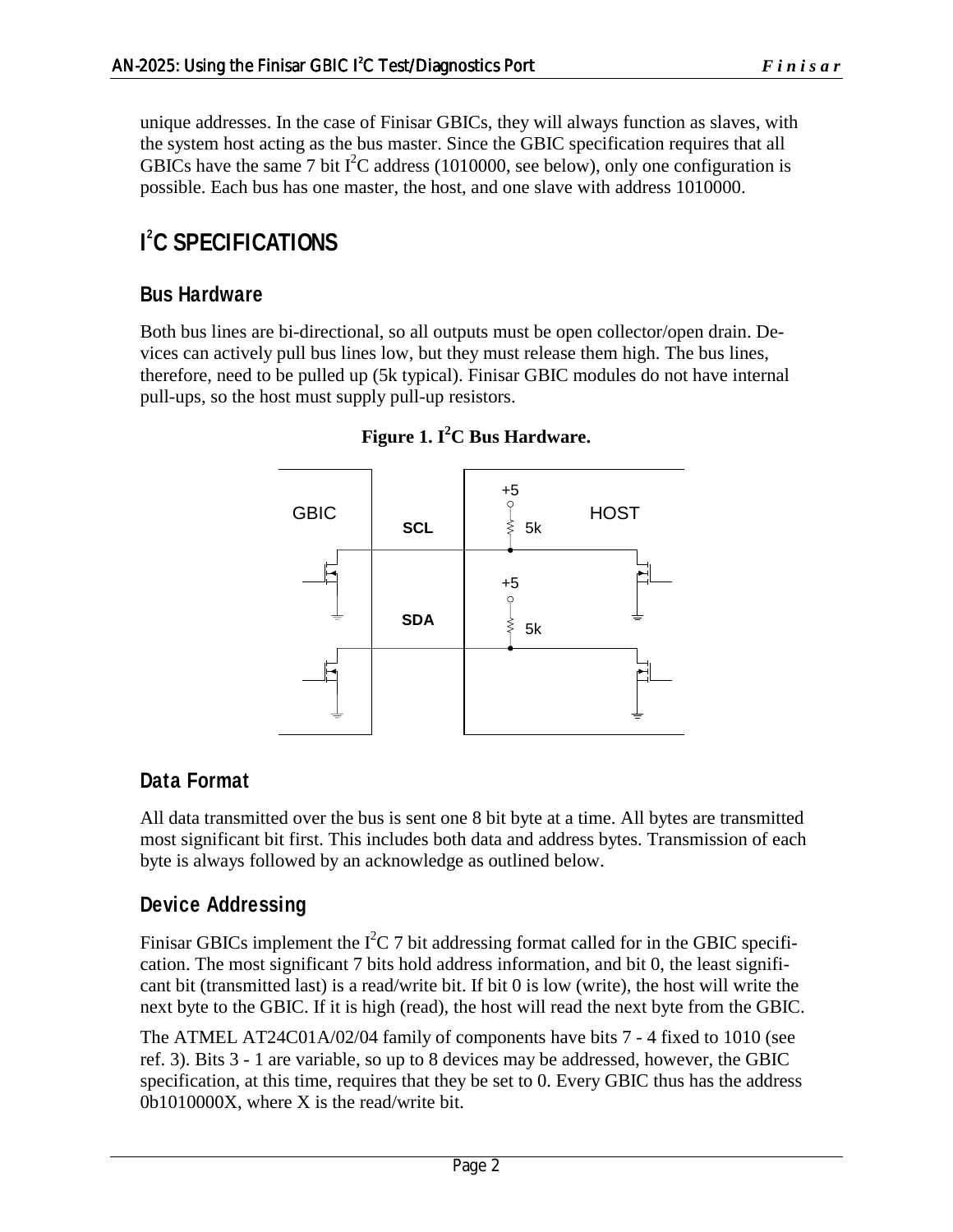unique addresses. In the case of Finisar GBICs, they will always function as slaves, with the system host acting as the bus master. Since the GBIC specification requires that all GBICs have the same 7 bit I$^2$C address (1010000, see below), only one configuration is possible. Each bus has one master, the host, and one slave with address 1010000.

# I$^2$C SPECIFICATIONS

## Bus Hardware

Both bus lines are bi-directional, so all outputs must be open collector/open drain. Devices can actively pull bus lines low, but they must release them high. The bus lines, therefore, need to be pulled up (5k typical). Finisar GBIC modules do not have internal pull-ups, so the host must supply pull-up resistors.

**Figure 1. I$^2$C Bus Hardware.**

## Data Format

All data transmitted over the bus is sent one 8 bit byte at a time. All bytes are transmitted most significant bit first. This includes both data and address bytes. Transmission of each byte is always followed by an acknowledge as outlined below.

## Device Addressing

Finisar GBICs implement the I$^2$C 7 bit addressing format called for in the GBIC specification. The most significant 7 bits hold address information, and bit 0, the least significant bit (transmitted last) is a read/write bit. If bit 0 is low (write), the host will write the next byte to the GBIC. If it is high (read), the host will read the next byte from the GBIC.

The ATMEL AT24C01A/02/04 family of components have bits 7 - 4 fixed to 1010 (see ref. 3). Bits 3 - 1 are variable, so up to 8 devices may be addressed, however, the GBIC specification, at this time, requires that they be set to 0. Every GBIC thus has the address 0b1010000X, where X is the read/write bit.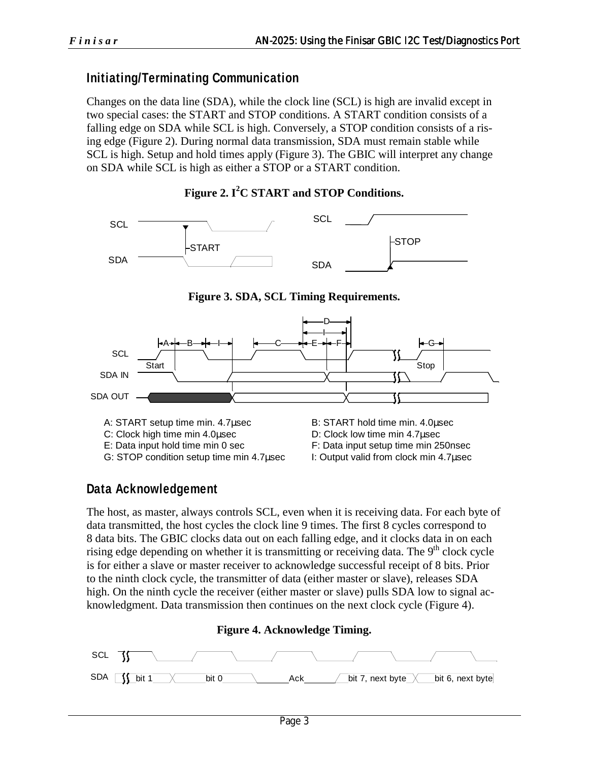## Initiating/Terminating Communication

Changes on the data line (SDA), while the clock line (SCL) is high are invalid except in two special cases: the START and STOP conditions. A START condition consists of a falling edge on SDA while SCL is high. Conversely, a STOP condition consists of a rising edge (Figure 2). During normal data transmission, SDA must remain stable while SCL is high. Setup and hold times apply (Figure 3). The GBIC will interpret any change on SDA while SCL is high as either a STOP or a START condition.

**Figure 2. I²C START and STOP Conditions.**

**Figure 3. SDA, SCL Timing Requirements.**

A: START setup time min. 4.7µsec
B: START hold time min. 4.0µsec
C: Clock high time min 4.0µsec
D: Clock low time min 4.7µsec
E: Data input hold time min 0 sec
F: Data input setup time min 250nsec
G: STOP condition setup time min 4.7µsec
I: Output valid from clock min 4.7µsec

## Data Acknowledgement

The host, as master, always controls SCL, even when it is receiving data. For each byte of data transmitted, the host cycles the clock line 9 times. The first 8 cycles correspond to 8 data bits. The GBIC clocks data out on each falling edge, and it clocks data in on each rising edge depending on whether it is transmitting or receiving data. The 9th clock cycle is for either a slave or master receiver to acknowledge successful receipt of 8 bits. Prior to the ninth clock cycle, the transmitter of data (either master or slave), releases SDA high. On the ninth cycle the receiver (either master or slave) pulls SDA low to signal acknowledgment. Data transmission then continues on the next clock cycle (Figure 4).

**Figure 4. Acknowledge Timing.**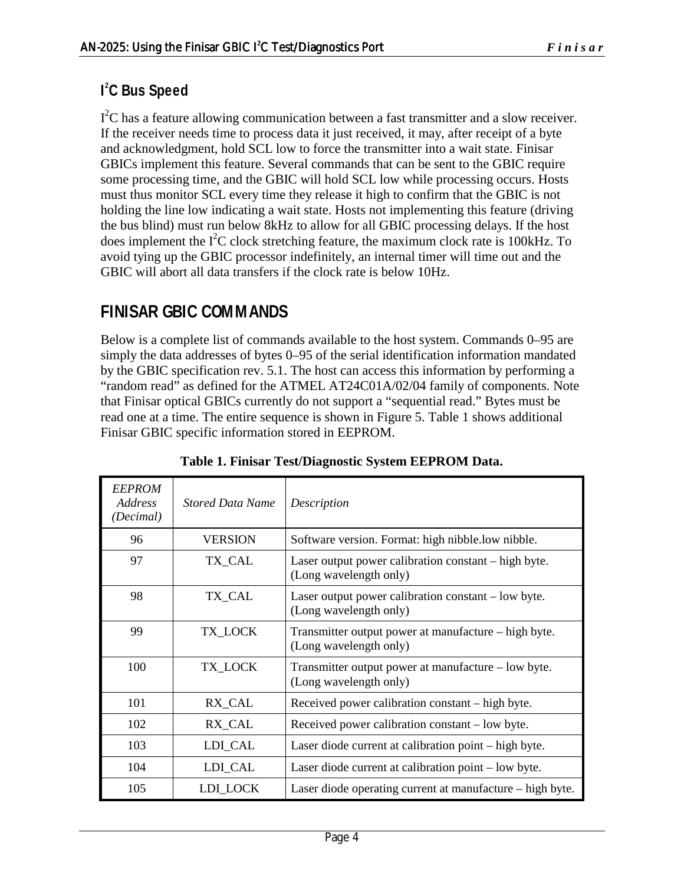## $I^2C$ Bus Speed

$I^2C$ has a feature allowing communication between a fast transmitter and a slow receiver. If the receiver needs time to process data it just received, it may, after receipt of a byte and acknowledgment, hold SCL low to force the transmitter into a wait state. Finisar GBICs implement this feature. Several commands that can be sent to the GBIC require some processing time, and the GBIC will hold SCL low while processing occurs. Hosts must thus monitor SCL every time they release it high to confirm that the GBIC is not holding the line low indicating a wait state. Hosts not implementing this feature (driving the bus blind) must run below 8kHz to allow for all GBIC processing delays. If the host does implement the $I^2C$ clock stretching feature, the maximum clock rate is 100kHz. To avoid tying up the GBIC processor indefinitely, an internal timer will time out and the GBIC will abort all data transfers if the clock rate is below 10Hz.

# FINISAR GBIC COMMANDS

Below is a complete list of commands available to the host system. Commands 0–95 are simply the data addresses of bytes 0–95 of the serial identification information mandated by the GBIC specification rev. 5.1. The host can access this information by performing a "random read" as defined for the ATMEL AT24C01A/02/04 family of components. Note that Finisar optical GBICs currently do not support a "sequential read." Bytes must be read one at a time. The entire sequence is shown in Figure 5. Table 1 shows additional Finisar GBIC specific information stored in EEPROM.

**Table 1. Finisar Test/Diagnostic System EEPROM Data.**

| *EEPROM Address (Decimal)* | *Stored Data Name* | *Description* |
|---|---|---|
| 96 | VERSION | Software version. Format: high nibble.low nibble. |
| 97 | TX_CAL | Laser output power calibration constant – high byte. (Long wavelength only) |
| 98 | TX_CAL | Laser output power calibration constant – low byte. (Long wavelength only) |
| 99 | TX_LOCK | Transmitter output power at manufacture – high byte. (Long wavelength only) |
| 100 | TX_LOCK | Transmitter output power at manufacture – low byte. (Long wavelength only) |
| 101 | RX_CAL | Received power calibration constant – high byte. |
| 102 | RX_CAL | Received power calibration constant – low byte. |
| 103 | LDI_CAL | Laser diode current at calibration point – high byte. |
| 104 | LDI_CAL | Laser diode current at calibration point – low byte. |
| 105 | LDI_LOCK | Laser diode operating current at manufacture – high byte. |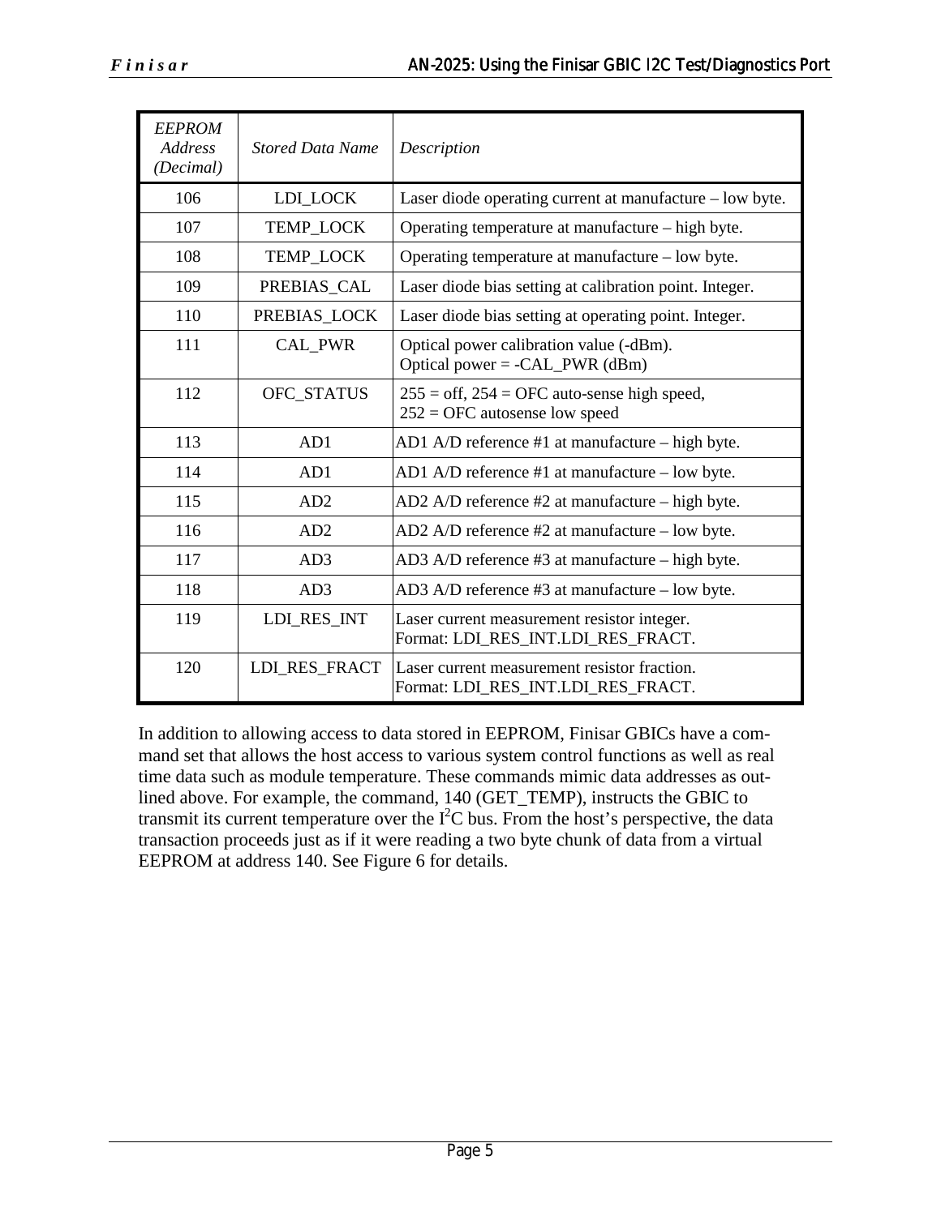| *EEPROM Address (Decimal)* | *Stored Data Name* | *Description* |
|---|---|---|
| 106 | LDI_LOCK | Laser diode operating current at manufacture – low byte. |
| 107 | TEMP_LOCK | Operating temperature at manufacture – high byte. |
| 108 | TEMP_LOCK | Operating temperature at manufacture – low byte. |
| 109 | PREBIAS_CAL | Laser diode bias setting at calibration point. Integer. |
| 110 | PREBIAS_LOCK | Laser diode bias setting at operating point. Integer. |
| 111 | CAL_PWR | Optical power calibration value (-dBm).<br>Optical power = -CAL_PWR (dBm) |
| 112 | OFC_STATUS | 255 = off, 254 = OFC auto-sense high speed,<br>252 = OFC autosense low speed |
| 113 | AD1 | AD1 A/D reference #1 at manufacture – high byte. |
| 114 | AD1 | AD1 A/D reference #1 at manufacture – low byte. |
| 115 | AD2 | AD2 A/D reference #2 at manufacture – high byte. |
| 116 | AD2 | AD2 A/D reference #2 at manufacture – low byte. |
| 117 | AD3 | AD3 A/D reference #3 at manufacture – high byte. |
| 118 | AD3 | AD3 A/D reference #3 at manufacture – low byte. |
| 119 | LDI_RES_INT | Laser current measurement resistor integer.<br>Format: LDI_RES_INT.LDI_RES_FRACT. |
| 120 | LDI_RES_FRACT | Laser current measurement resistor fraction.<br>Format: LDI_RES_INT.LDI_RES_FRACT. |

In addition to allowing access to data stored in EEPROM, Finisar GBICs have a command set that allows the host access to various system control functions as well as real time data such as module temperature. These commands mimic data addresses as outlined above. For example, the command, 140 (GET_TEMP), instructs the GBIC to transmit its current temperature over the $I^2C$ bus. From the host's perspective, the data transaction proceeds just as if it were reading a two byte chunk of data from a virtual EEPROM at address 140. See Figure 6 for details.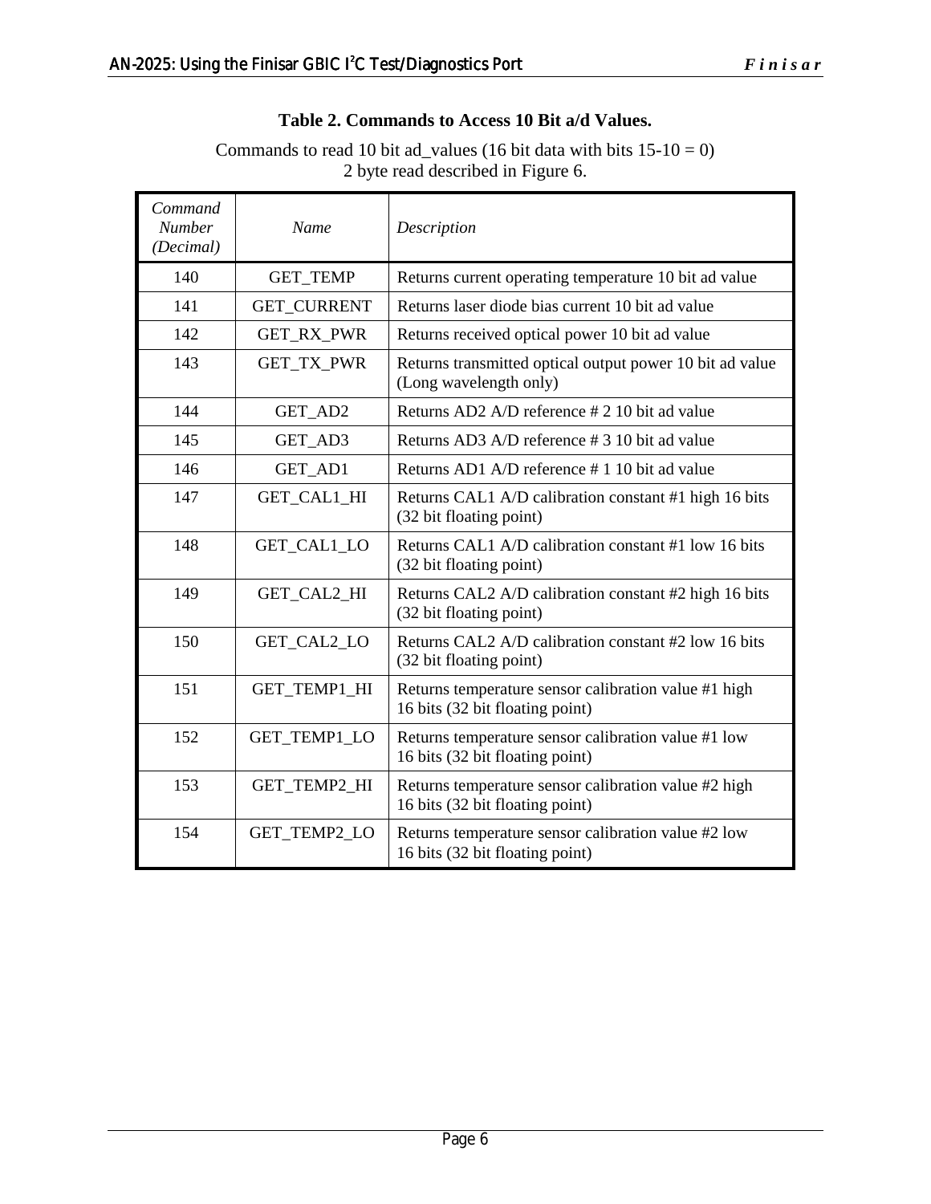**Table 2. Commands to Access 10 Bit a/d Values.**

Commands to read 10 bit ad_values (16 bit data with bits 15-10 = 0)
2 byte read described in Figure 6.

| *Command Number (Decimal)* | *Name* | *Description* |
|---|---|---|
| 140 | GET_TEMP | Returns current operating temperature 10 bit ad value |
| 141 | GET_CURRENT | Returns laser diode bias current 10 bit ad value |
| 142 | GET_RX_PWR | Returns received optical power 10 bit ad value |
| 143 | GET_TX_PWR | Returns transmitted optical output power 10 bit ad value (Long wavelength only) |
| 144 | GET_AD2 | Returns AD2 A/D reference # 2 10 bit ad value |
| 145 | GET_AD3 | Returns AD3 A/D reference # 3 10 bit ad value |
| 146 | GET_AD1 | Returns AD1 A/D reference # 1 10 bit ad value |
| 147 | GET_CAL1_HI | Returns CAL1 A/D calibration constant #1 high 16 bits (32 bit floating point) |
| 148 | GET_CAL1_LO | Returns CAL1 A/D calibration constant #1 low 16 bits (32 bit floating point) |
| 149 | GET_CAL2_HI | Returns CAL2 A/D calibration constant #2 high 16 bits (32 bit floating point) |
| 150 | GET_CAL2_LO | Returns CAL2 A/D calibration constant #2 low 16 bits (32 bit floating point) |
| 151 | GET_TEMP1_HI | Returns temperature sensor calibration value #1 high 16 bits (32 bit floating point) |
| 152 | GET_TEMP1_LO | Returns temperature sensor calibration value #1 low 16 bits (32 bit floating point) |
| 153 | GET_TEMP2_HI | Returns temperature sensor calibration value #2 high 16 bits (32 bit floating point) |
| 154 | GET_TEMP2_LO | Returns temperature sensor calibration value #2 low 16 bits (32 bit floating point) |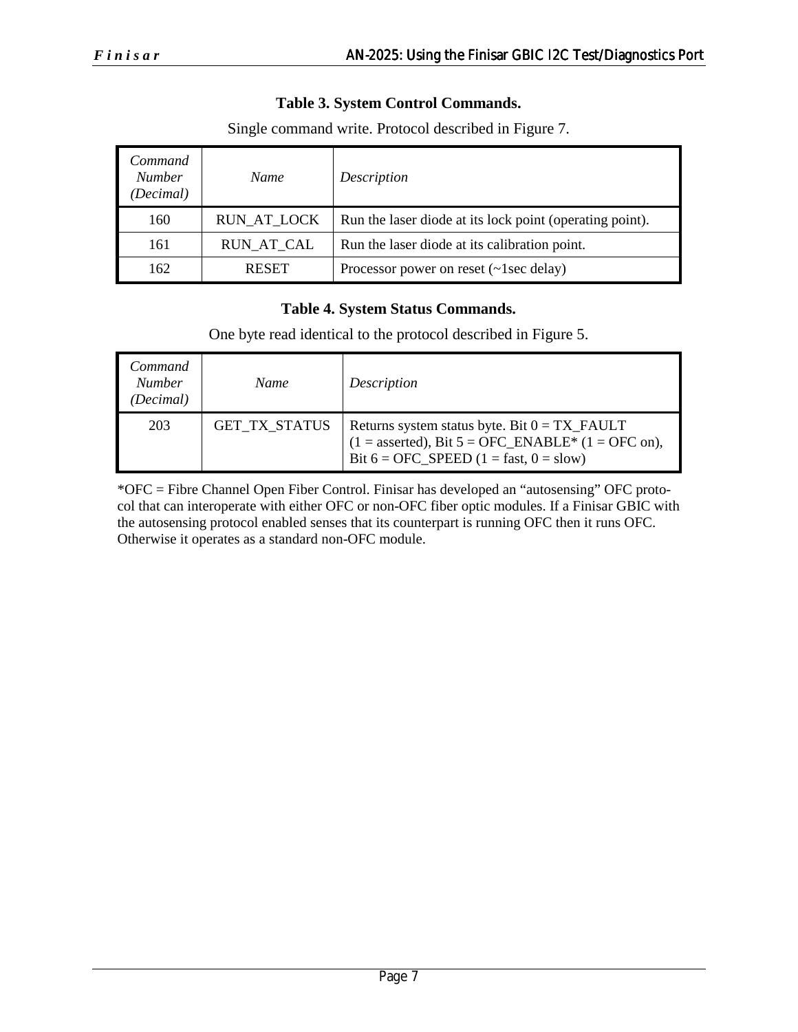**Table 3. System Control Commands.**

Single command write. Protocol described in Figure 7.

| *Command Number (Decimal)* | *Name* | *Description* |
|---|---|---|
| 160 | RUN_AT_LOCK | Run the laser diode at its lock point (operating point). |
| 161 | RUN_AT_CAL | Run the laser diode at its calibration point. |
| 162 | RESET | Processor power on reset (~1sec delay) |

**Table 4. System Status Commands.**

One byte read identical to the protocol described in Figure 5.

| *Command Number (Decimal)* | *Name* | *Description* |
|---|---|---|
| 203 | GET_TX_STATUS | Returns system status byte. Bit 0 = TX_FAULT (1 = asserted), Bit 5 = OFC_ENABLE* (1 = OFC on), Bit 6 = OFC_SPEED (1 = fast, 0 = slow) |

*OFC = Fibre Channel Open Fiber Control. Finisar has developed an "autosensing" OFC protocol that can interoperate with either OFC or non-OFC fiber optic modules. If a Finisar GBIC with the autosensing protocol enabled senses that its counterpart is running OFC then it runs OFC. Otherwise it operates as a standard non-OFC module.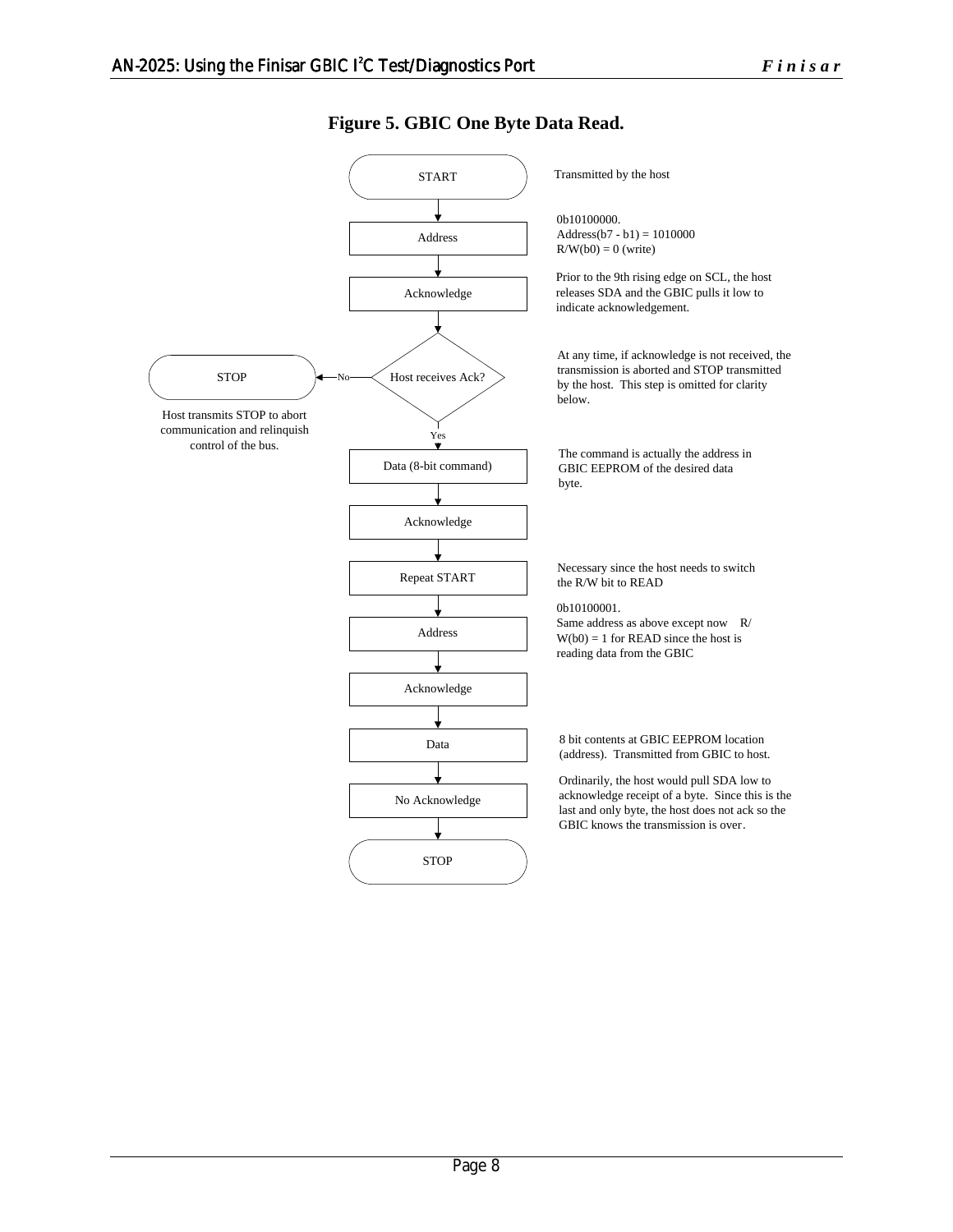**Figure 5. GBIC One Byte Data Read.**

| Step | Description |
|---|---|
| START | Transmitted by the host |
| Address | 0b10100000. Address(b7 - b1) = 1010000 R/W(b0) = 0 (write) |
| Acknowledge | Prior to the 9th rising edge on SCL, the host releases SDA and the GBIC pulls it low to indicate acknowledgement. |
| Host receives Ack? (No → STOP: Host transmits STOP to abort communication and relinquish control of the bus. Yes → continue) | At any time, if acknowledge is not received, the transmission is aborted and STOP transmitted by the host. This step is omitted for clarity below. |
| Data (8-bit command) | The command is actually the address in GBIC EEPROM of the desired data byte. |
| Acknowledge | |
| Repeat START | Necessary since the host needs to switch the R/W bit to READ |
| Address | 0b10100001. Same address as above except now R/W(b0) = 1 for READ since the host is reading data from the GBIC |
| Acknowledge | |
| Data | 8 bit contents at GBIC EEPROM location (address). Transmitted from GBIC to host. |
| No Acknowledge | Ordinarily, the host would pull SDA low to acknowledge receipt of a byte. Since this is the last and only byte, the host does not ack so the GBIC knows the transmission is over. |
| STOP | |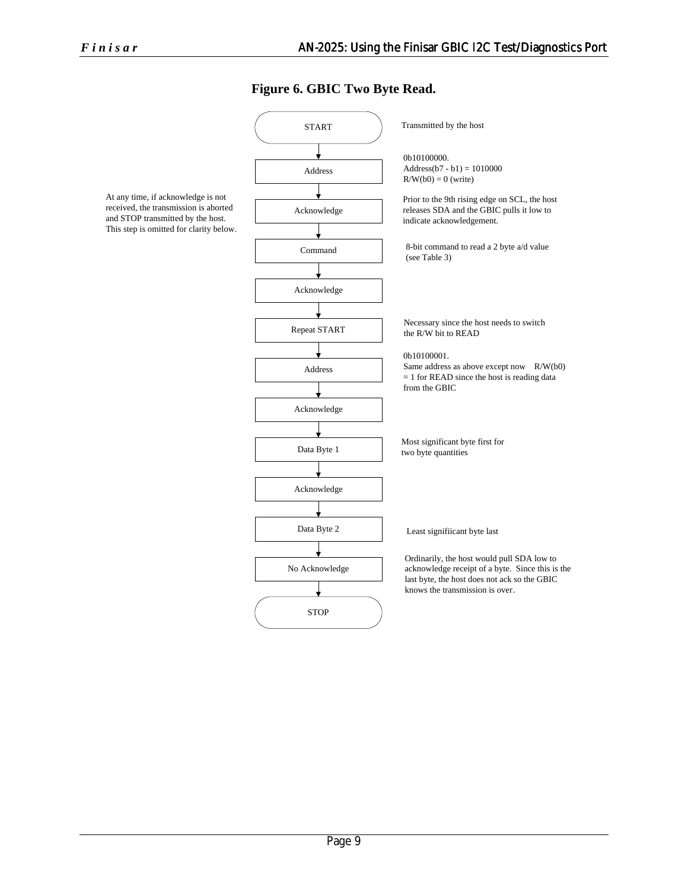**Figure 6. GBIC Two Byte Read.**

At any time, if acknowledge is not received, the transmission is aborted and STOP transmitted by the host. This step is omitted for clarity below.

| Step | Description |
| --- | --- |
| START | Transmitted by the host |
| Address | 0b10100000.<br>Address(b7 - b1) = 1010000<br>R/W(b0) = 0 (write) |
| Acknowledge | Prior to the 9th rising edge on SCL, the host releases SDA and the GBIC pulls it low to indicate acknowledgement. |
| Command | 8-bit command to read a 2 byte a/d value (see Table 3) |
| Acknowledge | |
| Repeat START | Necessary since the host needs to switch the R/W bit to READ |
| Address | 0b10100001.<br>Same address as above except now R/W(b0) = 1 for READ since the host is reading data from the GBIC |
| Acknowledge | |
| Data Byte 1 | Most significant byte first for two byte quantities |
| Acknowledge | |
| Data Byte 2 | Least signifiicant byte last |
| No Acknowledge | Ordinarily, the host would pull SDA low to acknowledge receipt of a byte. Since this is the last byte, the host does not ack so the GBIC knows the transmission is over. |
| STOP | |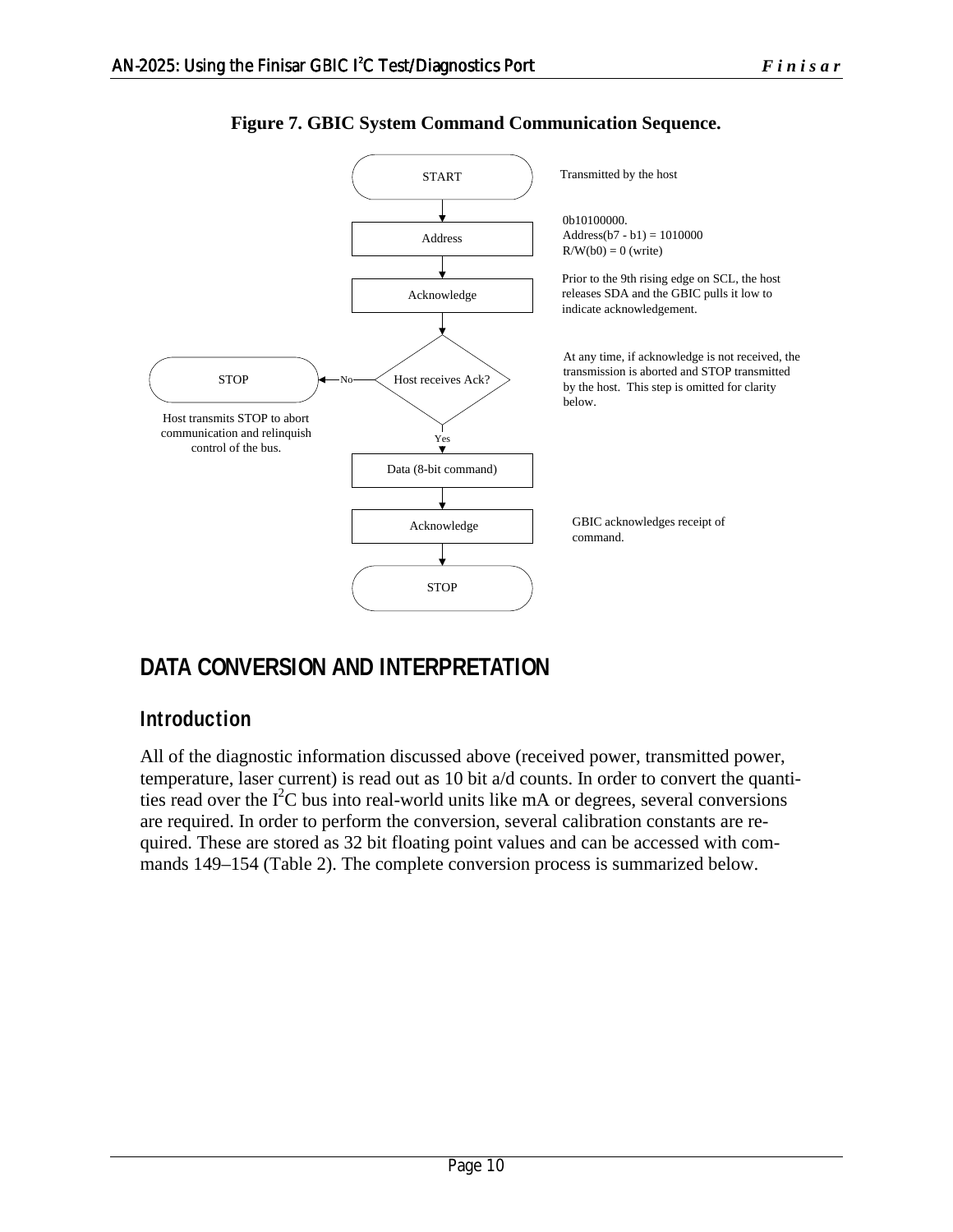**Figure 7. GBIC System Command Communication Sequence.**

START — Transmitted by the host

Address — 0b10100000. Address(b7 - b1) = 1010000 R/W(b0) = 0 (write)

Acknowledge — Prior to the 9th rising edge on SCL, the host releases SDA and the GBIC pulls it low to indicate acknowledgement.

Host receives Ack? — At any time, if acknowledge is not received, the transmission is aborted and STOP transmitted by the host. This step is omitted for clarity below.

No → STOP — Host transmits STOP to abort communication and relinquish control of the bus.

Yes → Data (8-bit command)

Acknowledge — GBIC acknowledges receipt of command.

STOP

# DATA CONVERSION AND INTERPRETATION

## Introduction

All of the diagnostic information discussed above (received power, transmitted power, temperature, laser current) is read out as 10 bit a/d counts. In order to convert the quantities read over the $I^2C$ bus into real-world units like mA or degrees, several conversions are required. In order to perform the conversion, several calibration constants are required. These are stored as 32 bit floating point values and can be accessed with commands 149–154 (Table 2). The complete conversion process is summarized below.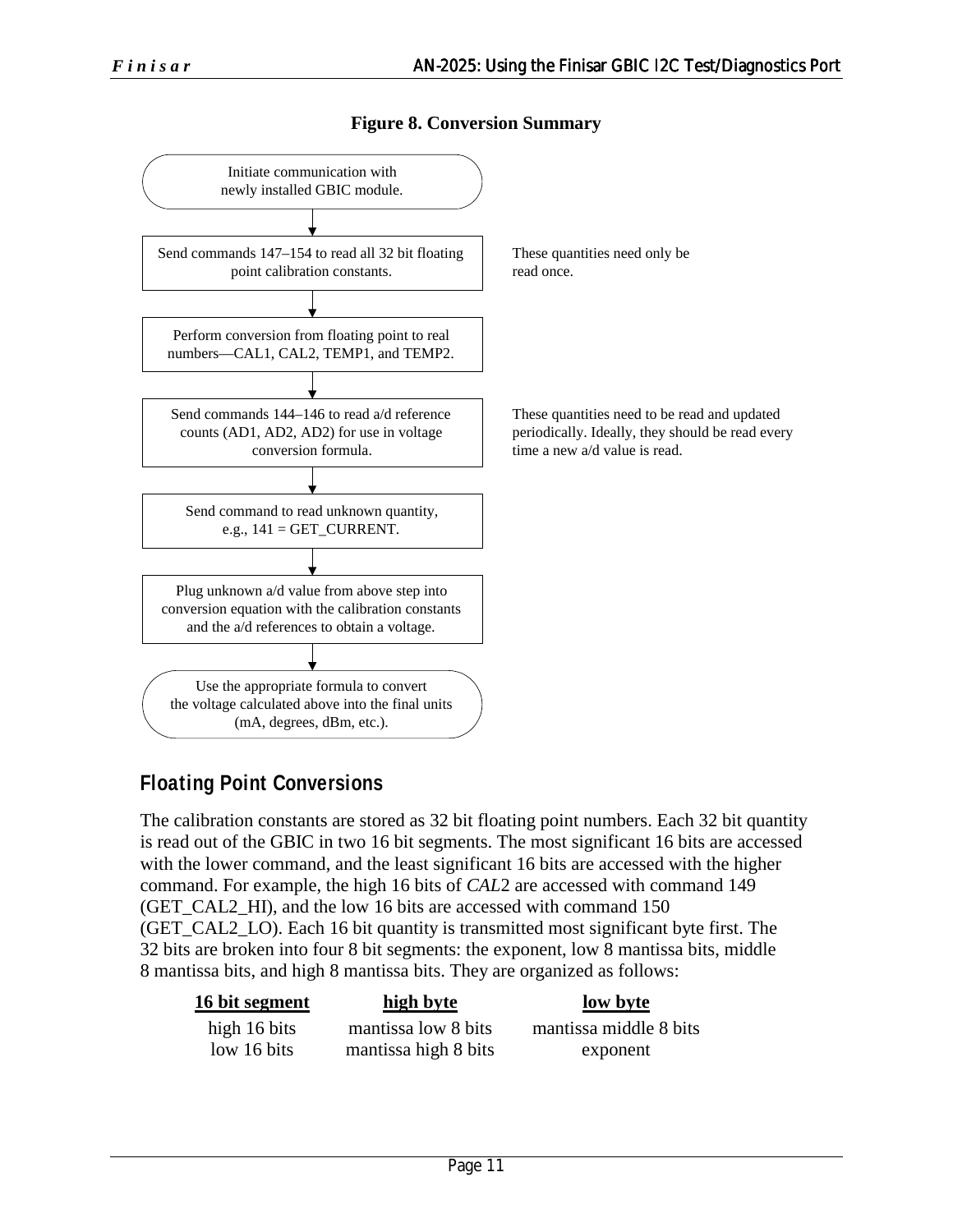**Figure 8. Conversion Summary**

1. Initiate communication with newly installed GBIC module.
2. Send commands 147–154 to read all 32 bit floating point calibration constants. — *These quantities need only be read once.*
3. Perform conversion from floating point to real numbers—CAL1, CAL2, TEMP1, and TEMP2.
4. Send commands 144–146 to read a/d reference counts (AD1, AD2, AD2) for use in voltage conversion formula. — *These quantities need to be read and updated periodically. Ideally, they should be read every time a new a/d value is read.*
5. Send command to read unknown quantity, e.g., 141 = GET_CURRENT.
6. Plug unknown a/d value from above step into conversion equation with the calibration constants and the a/d references to obtain a voltage.
7. Use the appropriate formula to convert the voltage calculated above into the final units (mA, degrees, dBm, etc.).

## Floating Point Conversions

The calibration constants are stored as 32 bit floating point numbers. Each 32 bit quantity is read out of the GBIC in two 16 bit segments. The most significant 16 bits are accessed with the lower command, and the least significant 16 bits are accessed with the higher command. For example, the high 16 bits of *CAL*2 are accessed with command 149 (GET_CAL2_HI), and the low 16 bits are accessed with command 150 (GET_CAL2_LO). Each 16 bit quantity is transmitted most significant byte first. The 32 bits are broken into four 8 bit segments: the exponent, low 8 mantissa bits, middle 8 mantissa bits, and high 8 mantissa bits. They are organized as follows:

| 16 bit segment | high byte | low byte |
|---|---|---|
| high 16 bits | mantissa low 8 bits | mantissa middle 8 bits |
| low 16 bits | mantissa high 8 bits | exponent |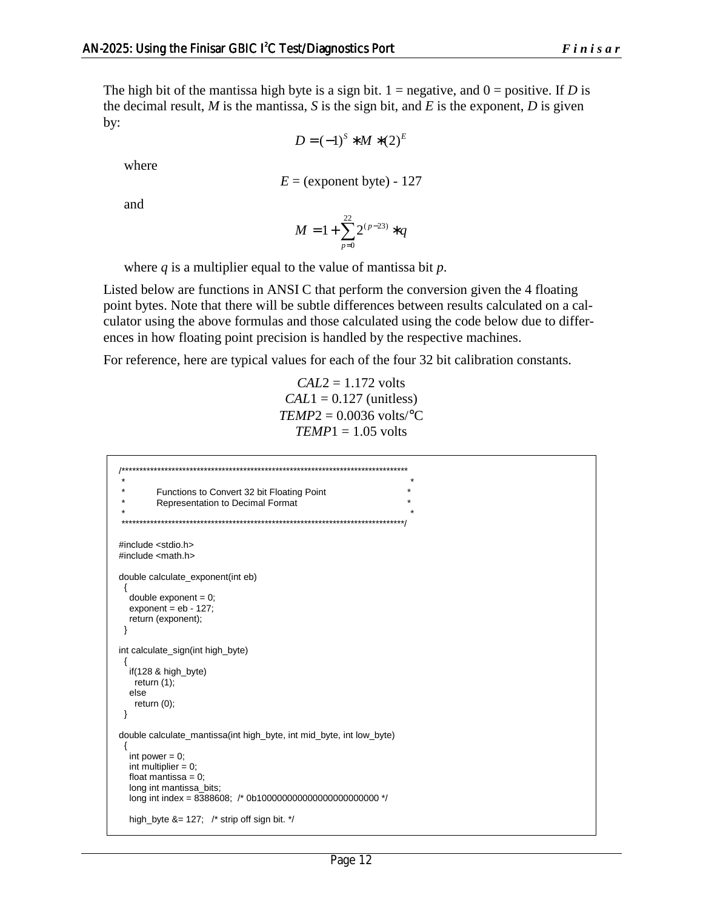The high bit of the mantissa high byte is a sign bit. 1 = negative, and 0 = positive. If $D$ is the decimal result, $M$ is the mantissa, $S$ is the sign bit, and $E$ is the exponent, $D$ is given by:

$$D = (-1)^S * M * (2)^E$$

where

$$E = \text{(exponent byte)} - 127$$

and

$$M = 1 + \sum_{p=0}^{22} 2^{(p-23)} * q$$

where $q$ is a multiplier equal to the value of mantissa bit $p$.

Listed below are functions in ANSI C that perform the conversion given the 4 floating point bytes. Note that there will be subtle differences between results calculated on a calculator using the above formulas and those calculated using the code below due to differences in how floating point precision is handled by the respective machines.

For reference, here are typical values for each of the four 32 bit calibration constants.

$CAL2$ = 1.172 volts
$CAL1$ = 0.127 (unitless)
$TEMP2$ = 0.0036 volts/°C
$TEMP1$ = 1.05 volts

```
/*******************************************************************************
 *                                                                             *
 *          Functions to Convert 32 bit Floating Point                         *
 *          Representation to Decimal Format                                   *
 *                                                                             *
 *******************************************************************************/

#include <stdio.h>
#include <math.h>

double calculate_exponent(int eb)
  {
    double exponent = 0;
    exponent = eb - 127;
    return (exponent);
  }

int calculate_sign(int high_byte)
  {
    if(128 & high_byte)
      return (1);
    else
      return (0);
  }

double calculate_mantissa(int high_byte, int mid_byte, int low_byte)
  {
    int power = 0;
    int multiplier = 0;
    float mantissa = 0;
    long int mantissa_bits;
    long int index = 8388608;  /* 0b100000000000000000000000 */

    high_byte &= 127;   /* strip off sign bit. */
```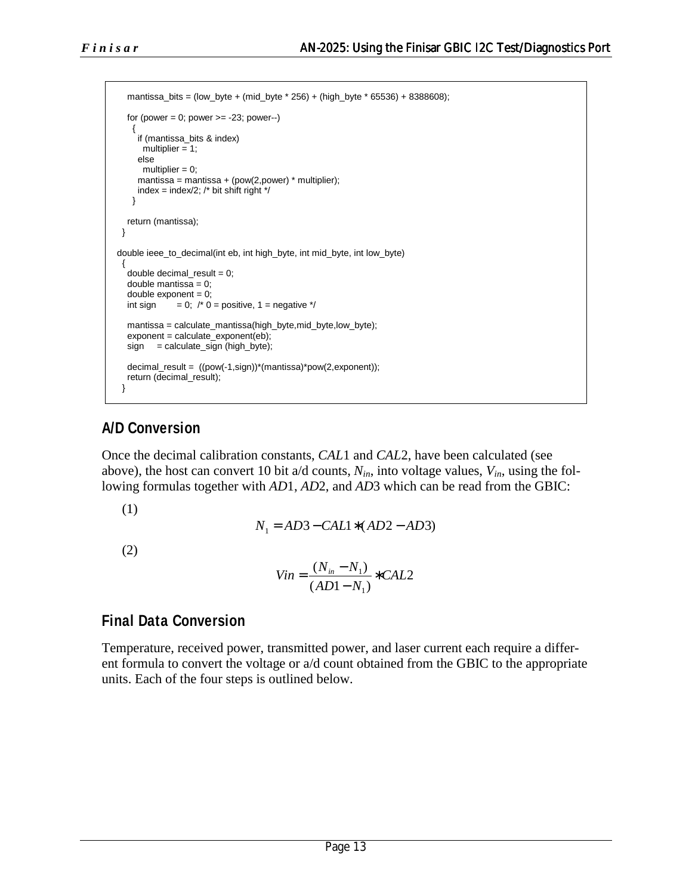```
    mantissa_bits = (low_byte + (mid_byte * 256) + (high_byte * 65536) + 8388608);

    for (power = 0; power >= -23; power--)
      {
        if (mantissa_bits & index)
          multiplier = 1;
        else
          multiplier = 0;
        mantissa = mantissa + (pow(2,power) * multiplier);
        index = index/2; /* bit shift right */
      }

    return (mantissa);
  }

double ieee_to_decimal(int eb, int high_byte, int mid_byte, int low_byte)
  {
    double decimal_result = 0;
    double mantissa = 0;
    double exponent = 0;
    int sign        = 0;  /* 0 = positive, 1 = negative */

    mantissa = calculate_mantissa(high_byte,mid_byte,low_byte);
    exponent = calculate_exponent(eb);
    sign     = calculate_sign (high_byte);

    decimal_result =  ((pow(-1,sign))*(mantissa)*pow(2,exponent));
    return (decimal_result);
  }
```

## A/D Conversion

Once the decimal calibration constants, $CAL1$ and $CAL2$, have been calculated (see above), the host can convert 10 bit a/d counts, $N_{in}$, into voltage values, $V_{in}$, using the following formulas together with $AD1$, $AD2$, and $AD3$ which can be read from the GBIC:

(1)

$$N_1 = AD3 - CAL1 * (AD2 - AD3)$$

(2)

$$Vin = \frac{(N_{in} - N_1)}{(AD1 - N_1)} * CAL2$$

## Final Data Conversion

Temperature, received power, transmitted power, and laser current each require a different formula to convert the voltage or a/d count obtained from the GBIC to the appropriate units. Each of the four steps is outlined below.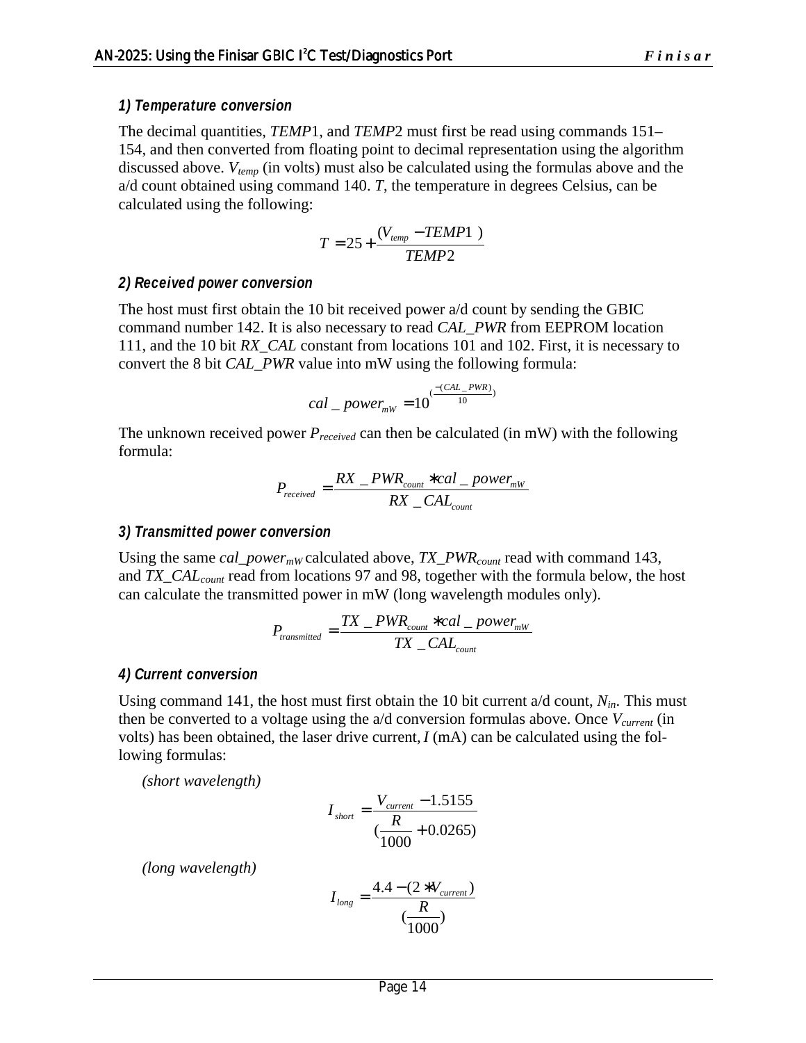#### 1) Temperature conversion

The decimal quantities, *TEMP*1, and *TEMP*2 must first be read using commands 151–154, and then converted from floating point to decimal representation using the algorithm discussed above. $V_{temp}$ (in volts) must also be calculated using the formulas above and the a/d count obtained using command 140. *T*, the temperature in degrees Celsius, can be calculated using the following:

$$T = 25 + \frac{(V_{temp} - TEMP1)}{TEMP2}$$

#### 2) Received power conversion

The host must first obtain the 10 bit received power a/d count by sending the GBIC command number 142. It is also necessary to read *CAL_PWR* from EEPROM location 111, and the 10 bit *RX_CAL* constant from locations 101 and 102. First, it is necessary to convert the 8 bit *CAL_PWR* value into mW using the following formula:

$$cal\_power_{mW} = 10^{\left(\frac{-(CAL\_PWR)}{10}\right)}$$

The unknown received power $P_{received}$ can then be calculated (in mW) with the following formula:

$$P_{received} = \frac{RX\_PWR_{count} * cal\_power_{mW}}{RX\_CAL_{count}}$$

#### 3) Transmitted power conversion

Using the same $cal\_power_{mW}$ calculated above, $TX\_PWR_{count}$ read with command 143, and $TX\_CAL_{count}$ read from locations 97 and 98, together with the formula below, the host can calculate the transmitted power in mW (long wavelength modules only).

$$P_{transmitted} = \frac{TX\_PWR_{count} * cal\_power_{mW}}{TX\_CAL_{count}}$$

#### 4) Current conversion

Using command 141, the host must first obtain the 10 bit current a/d count, $N_{in}$. This must then be converted to a voltage using the a/d conversion formulas above. Once $V_{current}$ (in volts) has been obtained, the laser drive current, *I* (mA) can be calculated using the following formulas:

*(short wavelength)*

$$I_{short} = \frac{V_{current} - 1.5155}{\left(\frac{R}{1000} + 0.0265\right)}$$

*(long wavelength)*

$$I_{long} = \frac{4.4 - (2 * V_{current})}{\left(\frac{R}{1000}\right)}$$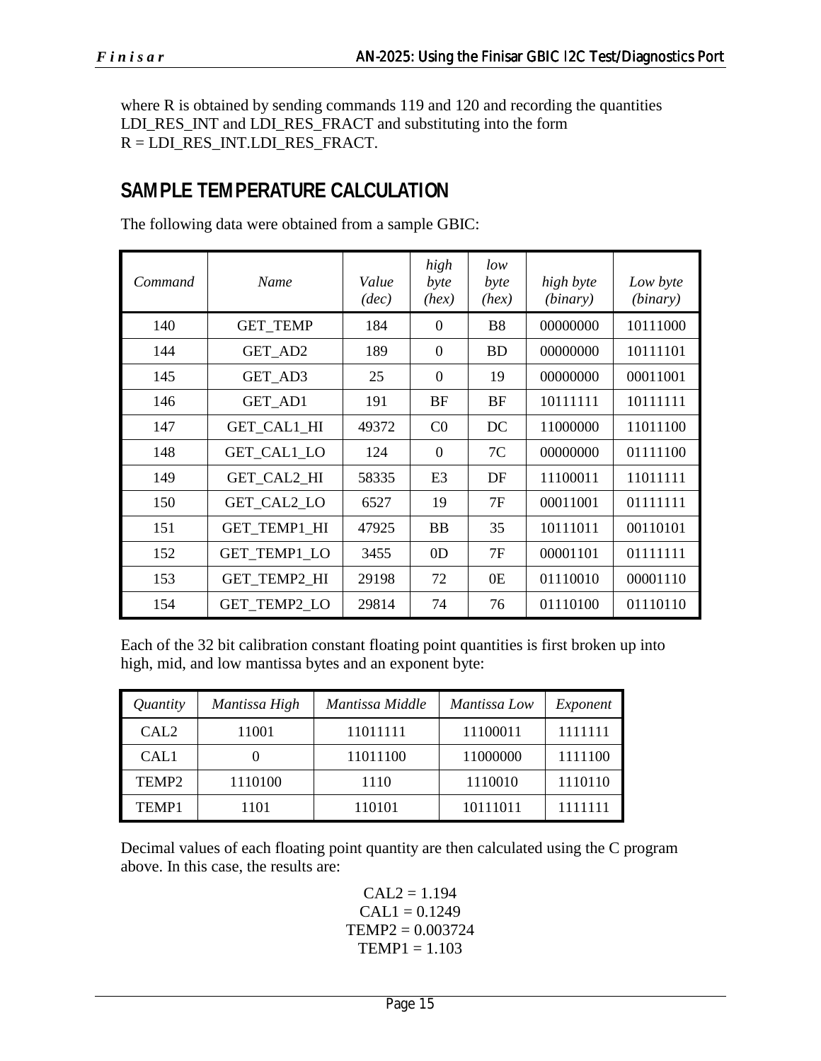where R is obtained by sending commands 119 and 120 and recording the quantities LDI_RES_INT and LDI_RES_FRACT and substituting into the form
R = LDI_RES_INT.LDI_RES_FRACT.

## SAMPLE TEMPERATURE CALCULATION

The following data were obtained from a sample GBIC:

| *Command* | *Name* | *Value (dec)* | *high byte (hex)* | *low byte (hex)* | *high byte (binary)* | *Low byte (binary)* |
|---|---|---|---|---|---|---|
| 140 | GET_TEMP | 184 | 0 | B8 | 00000000 | 10111000 |
| 144 | GET_AD2 | 189 | 0 | BD | 00000000 | 10111101 |
| 145 | GET_AD3 | 25 | 0 | 19 | 00000000 | 00011001 |
| 146 | GET_AD1 | 191 | BF | BF | 10111111 | 10111111 |
| 147 | GET_CAL1_HI | 49372 | C0 | DC | 11000000 | 11011100 |
| 148 | GET_CAL1_LO | 124 | 0 | 7C | 00000000 | 01111100 |
| 149 | GET_CAL2_HI | 58335 | E3 | DF | 11100011 | 11011111 |
| 150 | GET_CAL2_LO | 6527 | 19 | 7F | 00011001 | 01111111 |
| 151 | GET_TEMP1_HI | 47925 | BB | 35 | 10111011 | 00110101 |
| 152 | GET_TEMP1_LO | 3455 | 0D | 7F | 00001101 | 01111111 |
| 153 | GET_TEMP2_HI | 29198 | 72 | 0E | 01110010 | 00001110 |
| 154 | GET_TEMP2_LO | 29814 | 74 | 76 | 01110100 | 01110110 |

Each of the 32 bit calibration constant floating point quantities is first broken up into high, mid, and low mantissa bytes and an exponent byte:

| *Quantity* | *Mantissa High* | *Mantissa Middle* | *Mantissa Low* | *Exponent* |
|---|---|---|---|---|
| CAL2 | 11001 | 11011111 | 11100011 | 1111111 |
| CAL1 | 0 | 11011100 | 11000000 | 1111100 |
| TEMP2 | 1110100 | 1110 | 1110010 | 1110110 |
| TEMP1 | 1101 | 110101 | 10111011 | 1111111 |

Decimal values of each floating point quantity are then calculated using the C program above. In this case, the results are:

CAL2 = 1.194
CAL1 = 0.1249
TEMP2 = 0.003724
TEMP1 = 1.103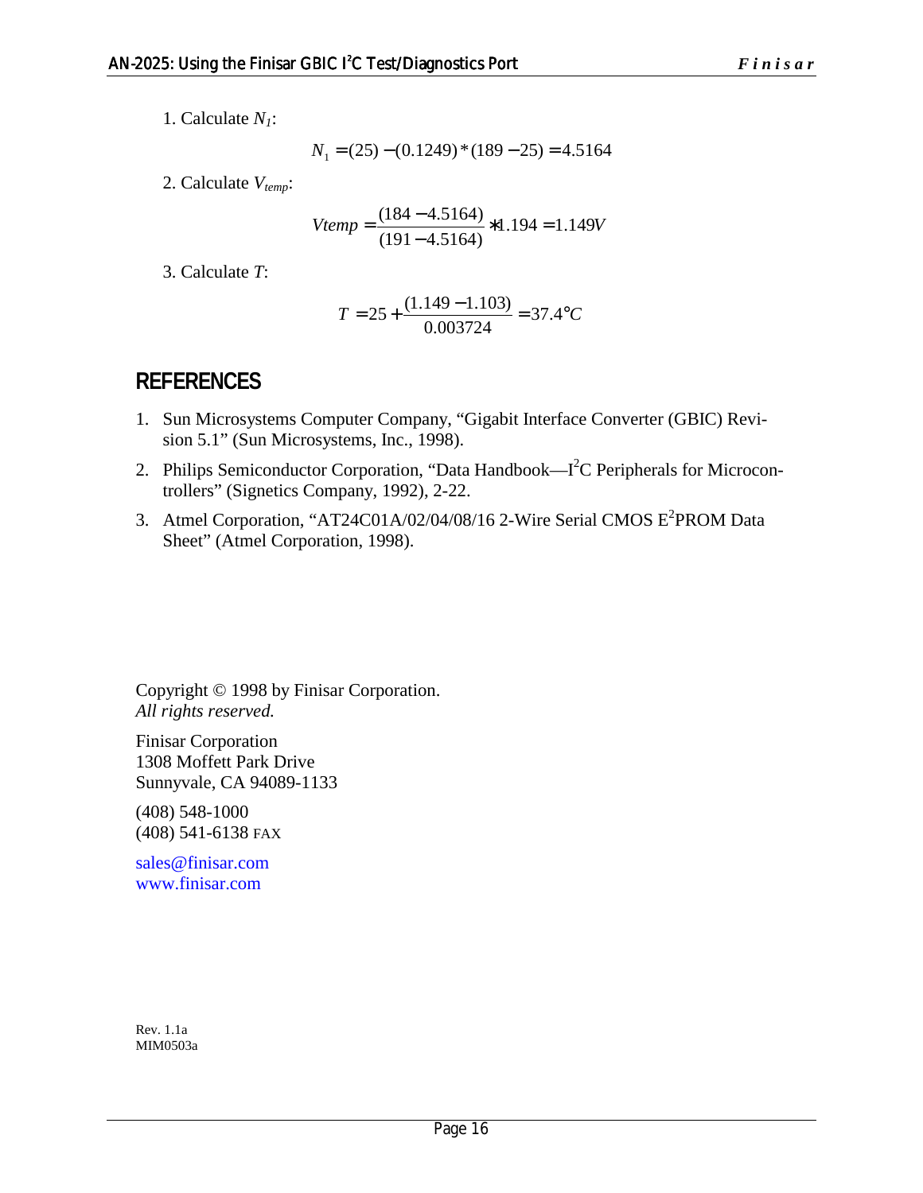1. Calculate $N_1$:

$$N_1 = (25) - (0.1249) * (189 - 25) = 4.5164$$

2. Calculate $V_{temp}$:

$$Vtemp = \frac{(184 - 4.5164)}{(191 - 4.5164)} * 1.194 = 1.149V$$

3. Calculate $T$:

$$T = 25 + \frac{(1.149 - 1.103)}{0.003724} = 37.4°C$$

## REFERENCES

1. Sun Microsystems Computer Company, "Gigabit Interface Converter (GBIC) Revision 5.1" (Sun Microsystems, Inc., 1998).
2. Philips Semiconductor Corporation, "Data Handbook—$I^2C$ Peripherals for Microcontrollers" (Signetics Company, 1992), 2-22.
3. Atmel Corporation, "AT24C01A/02/04/08/16 2-Wire Serial CMOS $E^2$PROM Data Sheet" (Atmel Corporation, 1998).

Copyright © 1998 by Finisar Corporation.
*All rights reserved.*

Finisar Corporation
1308 Moffett Park Drive
Sunnyvale, CA 94089-1133

(408) 548-1000
(408) 541-6138 FAX

sales@finisar.com
www.finisar.com

Rev. 1.1a
MIM0503a